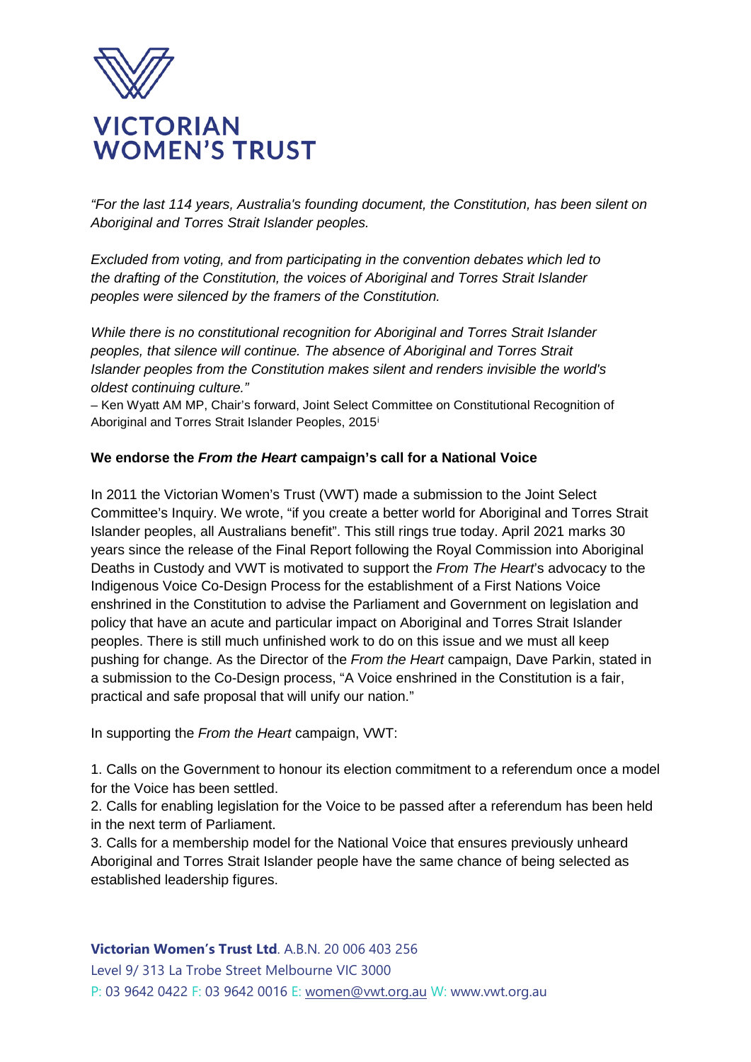# VICTORIAN WOMEN'S TRUST

*"For the last 114 years, Australia's founding document, the Constitution, has been silent on Aboriginal and Torres Strait Islander peoples.*

*Excluded from voting, and from participating in the convention debates which led to the drafting of the Constitution, the voices of Aboriginal and Torres Strait Islander peoples were silenced by the framers of the Constitution.*

*While there is no constitutional recognition for Aboriginal and Torres Strait Islander peoples, that silence will continue. The absence of Aboriginal and Torres Strait Islander peoples from the Constitution makes silent and renders invisible the world's oldest continuing culture."*

– Ken Wyatt AM MP, Chair's forward, Joint Select Committee on Constitutional Recognition of Aboriginal and Torres Strait Islander Peoples, 2015[i]

**We endorse the *From the Heart* campaign's call for a National Voice**

In 2011 the Victorian Women's Trust (VWT) made a submission to the Joint Select Committee's Inquiry. We wrote, "if you create a better world for Aboriginal and Torres Strait Islander peoples, all Australians benefit". This still rings true today. April 2021 marks 30 years since the release of the Final Report following the Royal Commission into Aboriginal Deaths in Custody and VWT is motivated to support the *From The Heart*'s advocacy to the Indigenous Voice Co-Design Process for the establishment of a First Nations Voice enshrined in the Constitution to advise the Parliament and Government on legislation and policy that have an acute and particular impact on Aboriginal and Torres Strait Islander peoples. There is still much unfinished work to do on this issue and we must all keep pushing for change. As the Director of the *From the Heart* campaign, Dave Parkin, stated in a submission to the Co-Design process, "A Voice enshrined in the Constitution is a fair, practical and safe proposal that will unify our nation."

In supporting the *From the Heart* campaign, VWT:

1. Calls on the Government to honour its election commitment to a referendum once a model for the Voice has been settled.
2. Calls for enabling legislation for the Voice to be passed after a referendum has been held in the next term of Parliament.
3. Calls for a membership model for the National Voice that ensures previously unheard Aboriginal and Torres Strait Islander people have the same chance of being selected as established leadership figures.

**Victorian Women's Trust Ltd**. A.B.N. 20 006 403 256
Level 9/ 313 La Trobe Street Melbourne VIC 3000
P: 03 9642 0422 F: 03 9642 0016 E: women@vwt.org.au W: www.vwt.org.au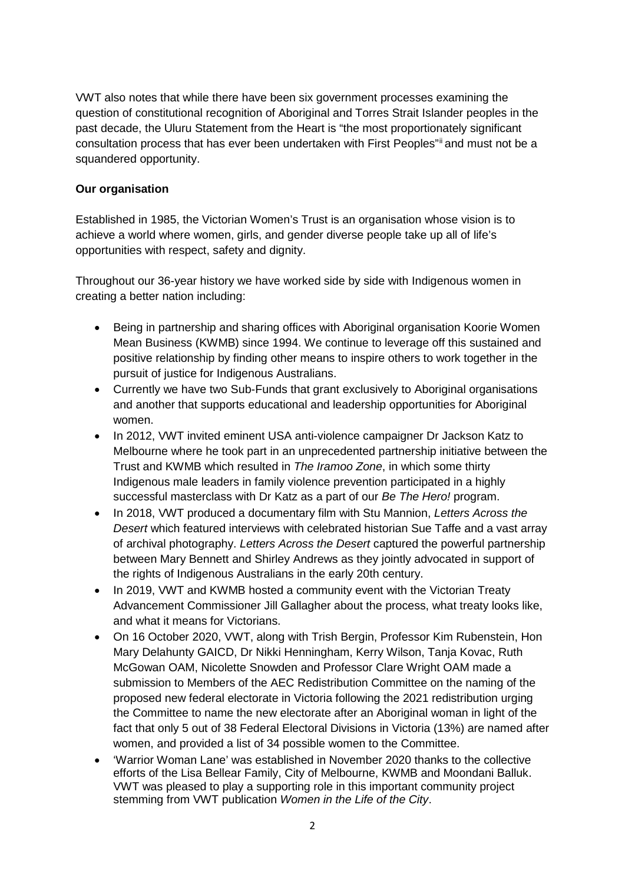VWT also notes that while there have been six government processes examining the question of constitutional recognition of Aboriginal and Torres Strait Islander peoples in the past decade, the Uluru Statement from the Heart is "the most proportionately significant consultation process that has ever been undertaken with First Peoples"[ii] and must not be a squandered opportunity.

**Our organisation**

Established in 1985, the Victorian Women's Trust is an organisation whose vision is to achieve a world where women, girls, and gender diverse people take up all of life's opportunities with respect, safety and dignity.

Throughout our 36-year history we have worked side by side with Indigenous women in creating a better nation including:

- Being in partnership and sharing offices with Aboriginal organisation Koorie Women Mean Business (KWMB) since 1994. We continue to leverage off this sustained and positive relationship by finding other means to inspire others to work together in the pursuit of justice for Indigenous Australians.
- Currently we have two Sub-Funds that grant exclusively to Aboriginal organisations and another that supports educational and leadership opportunities for Aboriginal women.
- In 2012, VWT invited eminent USA anti-violence campaigner Dr Jackson Katz to Melbourne where he took part in an unprecedented partnership initiative between the Trust and KWMB which resulted in *The Iramoo Zone*, in which some thirty Indigenous male leaders in family violence prevention participated in a highly successful masterclass with Dr Katz as a part of our *Be The Hero!* program.
- In 2018, VWT produced a documentary film with Stu Mannion, *Letters Across the Desert* which featured interviews with celebrated historian Sue Taffe and a vast array of archival photography. *Letters Across the Desert* captured the powerful partnership between Mary Bennett and Shirley Andrews as they jointly advocated in support of the rights of Indigenous Australians in the early 20th century.
- In 2019, VWT and KWMB hosted a community event with the Victorian Treaty Advancement Commissioner Jill Gallagher about the process, what treaty looks like, and what it means for Victorians.
- On 16 October 2020, VWT, along with Trish Bergin, Professor Kim Rubenstein, Hon Mary Delahunty GAICD, Dr Nikki Henningham, Kerry Wilson, Tanja Kovac, Ruth McGowan OAM, Nicolette Snowden and Professor Clare Wright OAM made a submission to Members of the AEC Redistribution Committee on the naming of the proposed new federal electorate in Victoria following the 2021 redistribution urging the Committee to name the new electorate after an Aboriginal woman in light of the fact that only 5 out of 38 Federal Electoral Divisions in Victoria (13%) are named after women, and provided a list of 34 possible women to the Committee.
- 'Warrior Woman Lane' was established in November 2020 thanks to the collective efforts of the Lisa Bellear Family, City of Melbourne, KWMB and Moondani Balluk. VWT was pleased to play a supporting role in this important community project stemming from VWT publication *Women in the Life of the City*.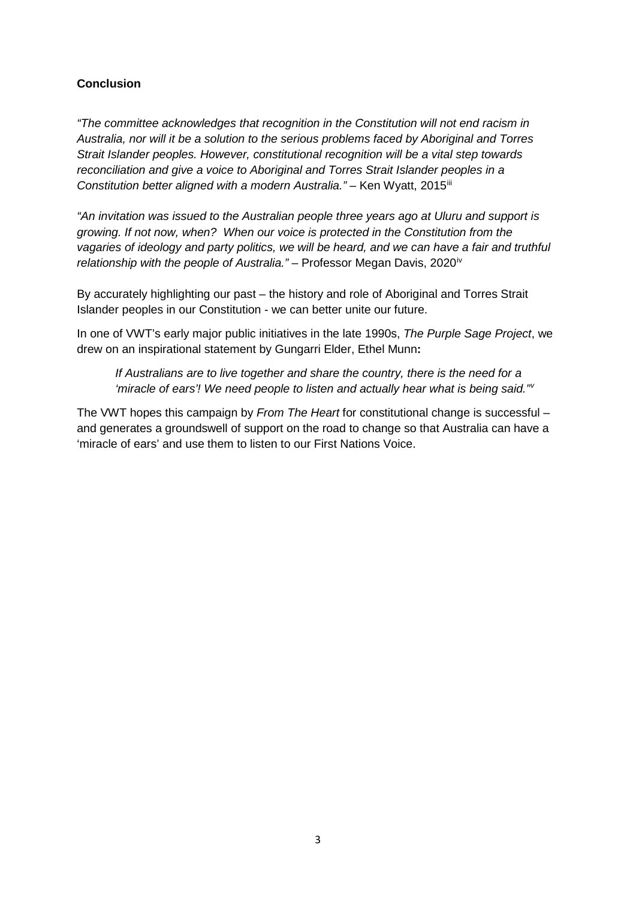**Conclusion**

*"The committee acknowledges that recognition in the Constitution will not end racism in Australia, nor will it be a solution to the serious problems faced by Aboriginal and Torres Strait Islander peoples. However, constitutional recognition will be a vital step towards reconciliation and give a voice to Aboriginal and Torres Strait Islander peoples in a Constitution better aligned with a modern Australia."* – Ken Wyatt, 2015[iii]

*"An invitation was issued to the Australian people three years ago at Uluru and support is growing. If not now, when? When our voice is protected in the Constitution from the vagaries of ideology and party politics, we will be heard, and we can have a fair and truthful relationship with the people of Australia."* – Professor Megan Davis, 2020[iv]

By accurately highlighting our past – the history and role of Aboriginal and Torres Strait Islander peoples in our Constitution - we can better unite our future.

In one of VWT's early major public initiatives in the late 1990s, *The Purple Sage Project*, we drew on an inspirational statement by Gungarri Elder, Ethel Munn**:**

> *If Australians are to live together and share the country, there is the need for a 'miracle of ears'! We need people to listen and actually hear what is being said."*[v]

The VWT hopes this campaign by *From The Heart* for constitutional change is successful – and generates a groundswell of support on the road to change so that Australia can have a 'miracle of ears' and use them to listen to our First Nations Voice.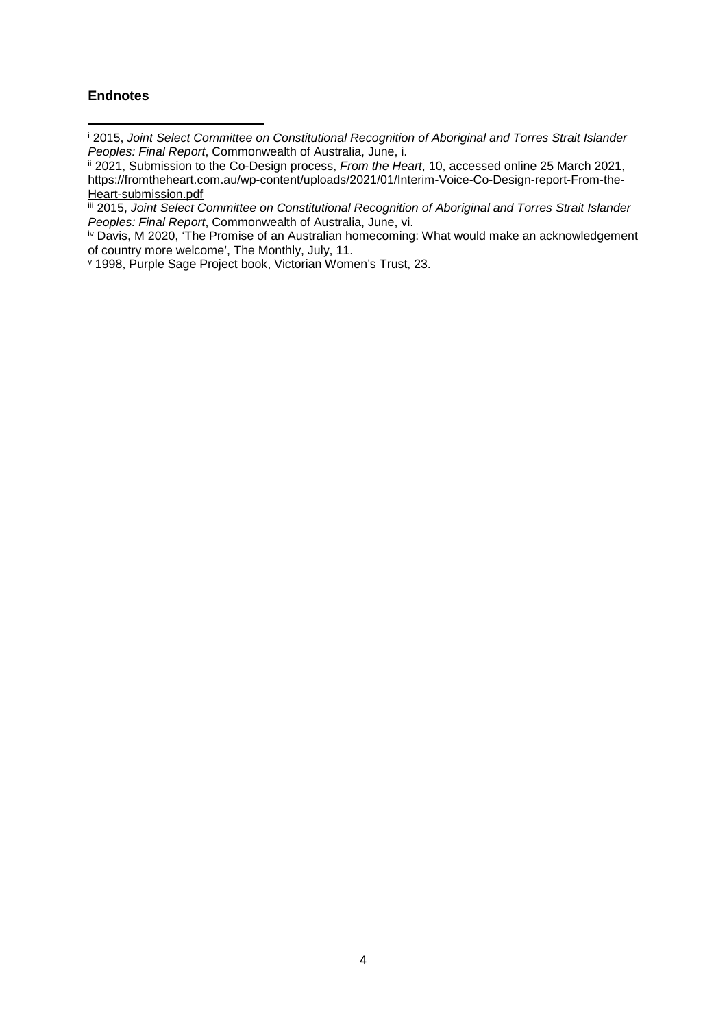**Endnotes**

[i] 2015, *Joint Select Committee on Constitutional Recognition of Aboriginal and Torres Strait Islander Peoples: Final Report*, Commonwealth of Australia, June, i.

[ii] 2021, Submission to the Co-Design process, *From the Heart*, 10, accessed online 25 March 2021, https://fromtheheart.com.au/wp-content/uploads/2021/01/Interim-Voice-Co-Design-report-From-the-Heart-submission.pdf

[iii] 2015, *Joint Select Committee on Constitutional Recognition of Aboriginal and Torres Strait Islander Peoples: Final Report*, Commonwealth of Australia, June, vi.

[iv] Davis, M 2020, 'The Promise of an Australian homecoming: What would make an acknowledgement of country more welcome', The Monthly, July, 11.

[v] 1998, Purple Sage Project book, Victorian Women's Trust, 23.